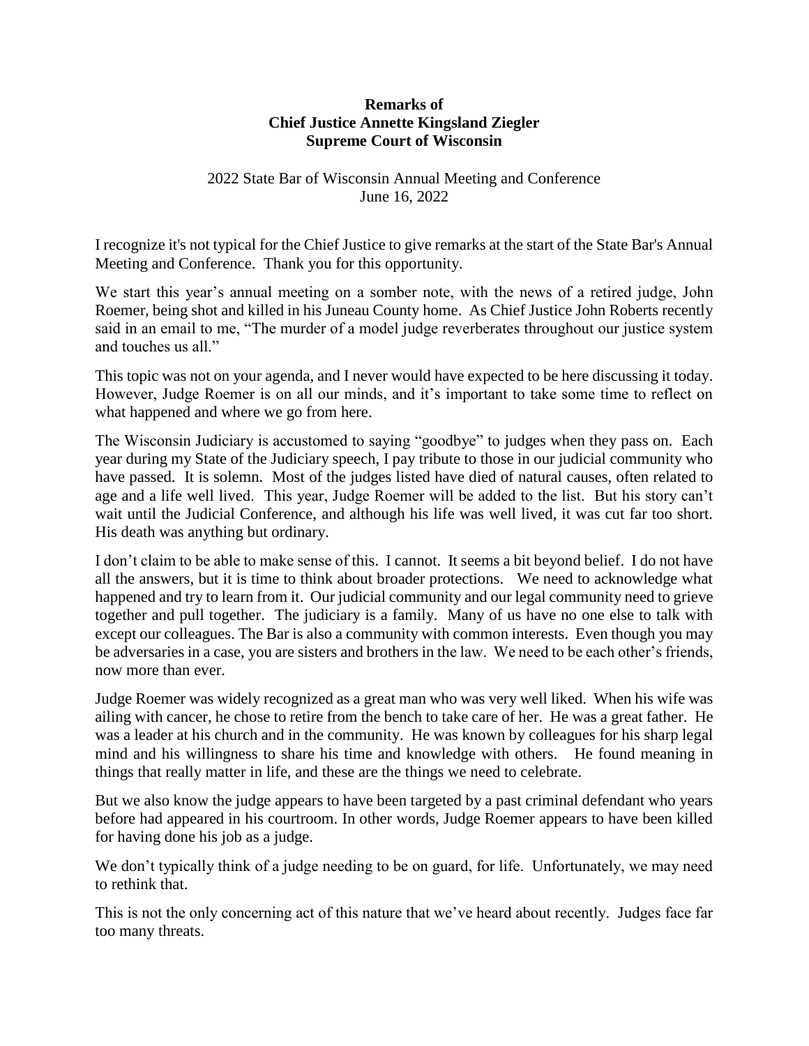**Remarks of**
**Chief Justice Annette Kingsland Ziegler**
**Supreme Court of Wisconsin**

2022 State Bar of Wisconsin Annual Meeting and Conference
June 16, 2022

I recognize it's not typical for the Chief Justice to give remarks at the start of the State Bar's Annual Meeting and Conference. Thank you for this opportunity.

We start this year's annual meeting on a somber note, with the news of a retired judge, John Roemer, being shot and killed in his Juneau County home. As Chief Justice John Roberts recently said in an email to me, "The murder of a model judge reverberates throughout our justice system and touches us all."

This topic was not on your agenda, and I never would have expected to be here discussing it today. However, Judge Roemer is on all our minds, and it's important to take some time to reflect on what happened and where we go from here.

The Wisconsin Judiciary is accustomed to saying "goodbye" to judges when they pass on. Each year during my State of the Judiciary speech, I pay tribute to those in our judicial community who have passed. It is solemn. Most of the judges listed have died of natural causes, often related to age and a life well lived. This year, Judge Roemer will be added to the list. But his story can't wait until the Judicial Conference, and although his life was well lived, it was cut far too short. His death was anything but ordinary.

I don't claim to be able to make sense of this. I cannot. It seems a bit beyond belief. I do not have all the answers, but it is time to think about broader protections. We need to acknowledge what happened and try to learn from it. Our judicial community and our legal community need to grieve together and pull together. The judiciary is a family. Many of us have no one else to talk with except our colleagues. The Bar is also a community with common interests. Even though you may be adversaries in a case, you are sisters and brothers in the law. We need to be each other's friends, now more than ever.

Judge Roemer was widely recognized as a great man who was very well liked. When his wife was ailing with cancer, he chose to retire from the bench to take care of her. He was a great father. He was a leader at his church and in the community. He was known by colleagues for his sharp legal mind and his willingness to share his time and knowledge with others. He found meaning in things that really matter in life, and these are the things we need to celebrate.

But we also know the judge appears to have been targeted by a past criminal defendant who years before had appeared in his courtroom. In other words, Judge Roemer appears to have been killed for having done his job as a judge.

We don't typically think of a judge needing to be on guard, for life. Unfortunately, we may need to rethink that.

This is not the only concerning act of this nature that we've heard about recently. Judges face far too many threats.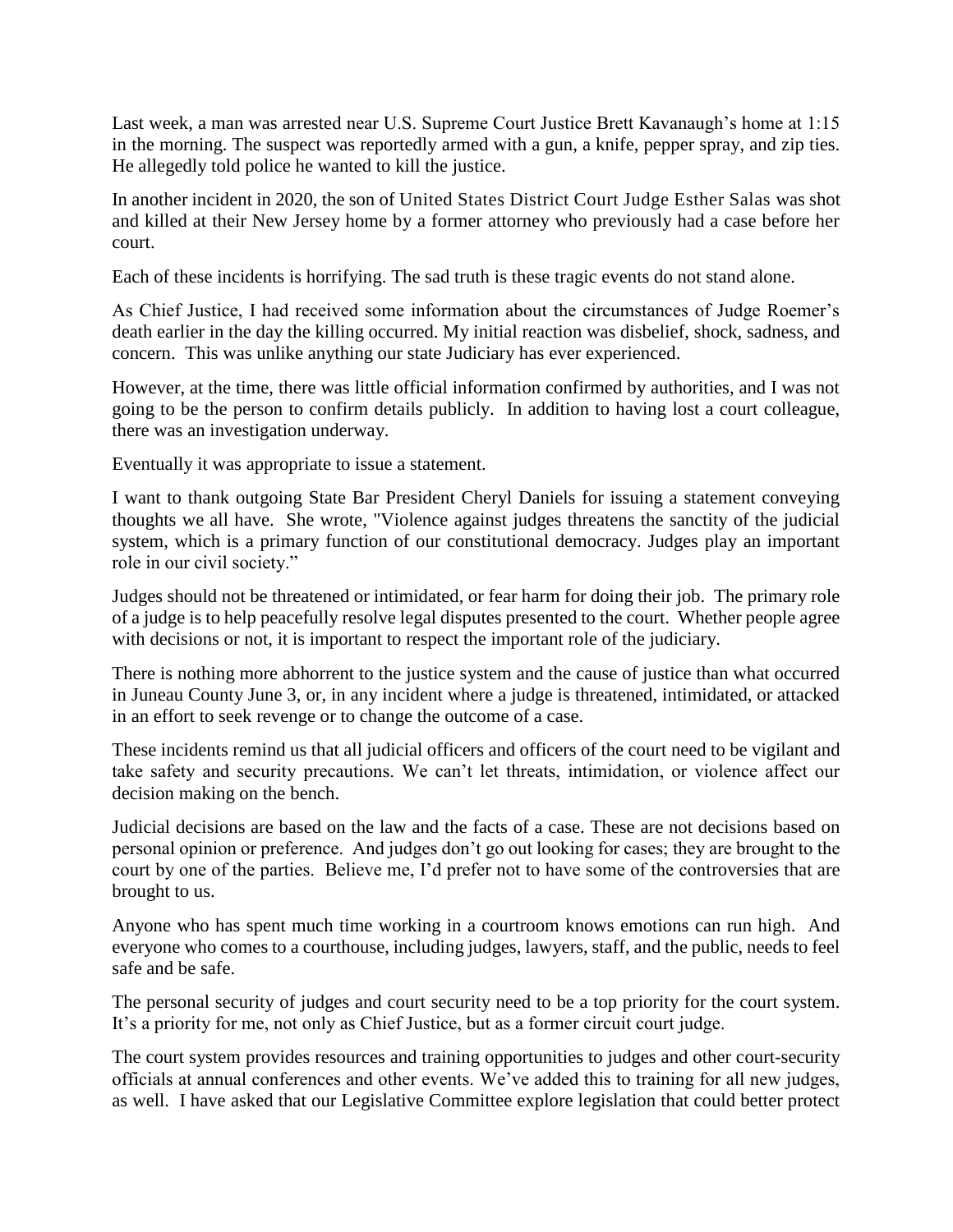Last week, a man was arrested near U.S. Supreme Court Justice Brett Kavanaugh's home at 1:15 in the morning. The suspect was reportedly armed with a gun, a knife, pepper spray, and zip ties. He allegedly told police he wanted to kill the justice.

In another incident in 2020, the son of United States District Court Judge Esther Salas was shot and killed at their New Jersey home by a former attorney who previously had a case before her court.

Each of these incidents is horrifying. The sad truth is these tragic events do not stand alone.

As Chief Justice, I had received some information about the circumstances of Judge Roemer's death earlier in the day the killing occurred. My initial reaction was disbelief, shock, sadness, and concern. This was unlike anything our state Judiciary has ever experienced.

However, at the time, there was little official information confirmed by authorities, and I was not going to be the person to confirm details publicly. In addition to having lost a court colleague, there was an investigation underway.

Eventually it was appropriate to issue a statement.

I want to thank outgoing State Bar President Cheryl Daniels for issuing a statement conveying thoughts we all have. She wrote, "Violence against judges threatens the sanctity of the judicial system, which is a primary function of our constitutional democracy. Judges play an important role in our civil society."

Judges should not be threatened or intimidated, or fear harm for doing their job. The primary role of a judge is to help peacefully resolve legal disputes presented to the court. Whether people agree with decisions or not, it is important to respect the important role of the judiciary.

There is nothing more abhorrent to the justice system and the cause of justice than what occurred in Juneau County June 3, or, in any incident where a judge is threatened, intimidated, or attacked in an effort to seek revenge or to change the outcome of a case.

These incidents remind us that all judicial officers and officers of the court need to be vigilant and take safety and security precautions. We can't let threats, intimidation, or violence affect our decision making on the bench.

Judicial decisions are based on the law and the facts of a case. These are not decisions based on personal opinion or preference. And judges don't go out looking for cases; they are brought to the court by one of the parties. Believe me, I'd prefer not to have some of the controversies that are brought to us.

Anyone who has spent much time working in a courtroom knows emotions can run high. And everyone who comes to a courthouse, including judges, lawyers, staff, and the public, needs to feel safe and be safe.

The personal security of judges and court security need to be a top priority for the court system. It's a priority for me, not only as Chief Justice, but as a former circuit court judge.

The court system provides resources and training opportunities to judges and other court-security officials at annual conferences and other events. We've added this to training for all new judges, as well. I have asked that our Legislative Committee explore legislation that could better protect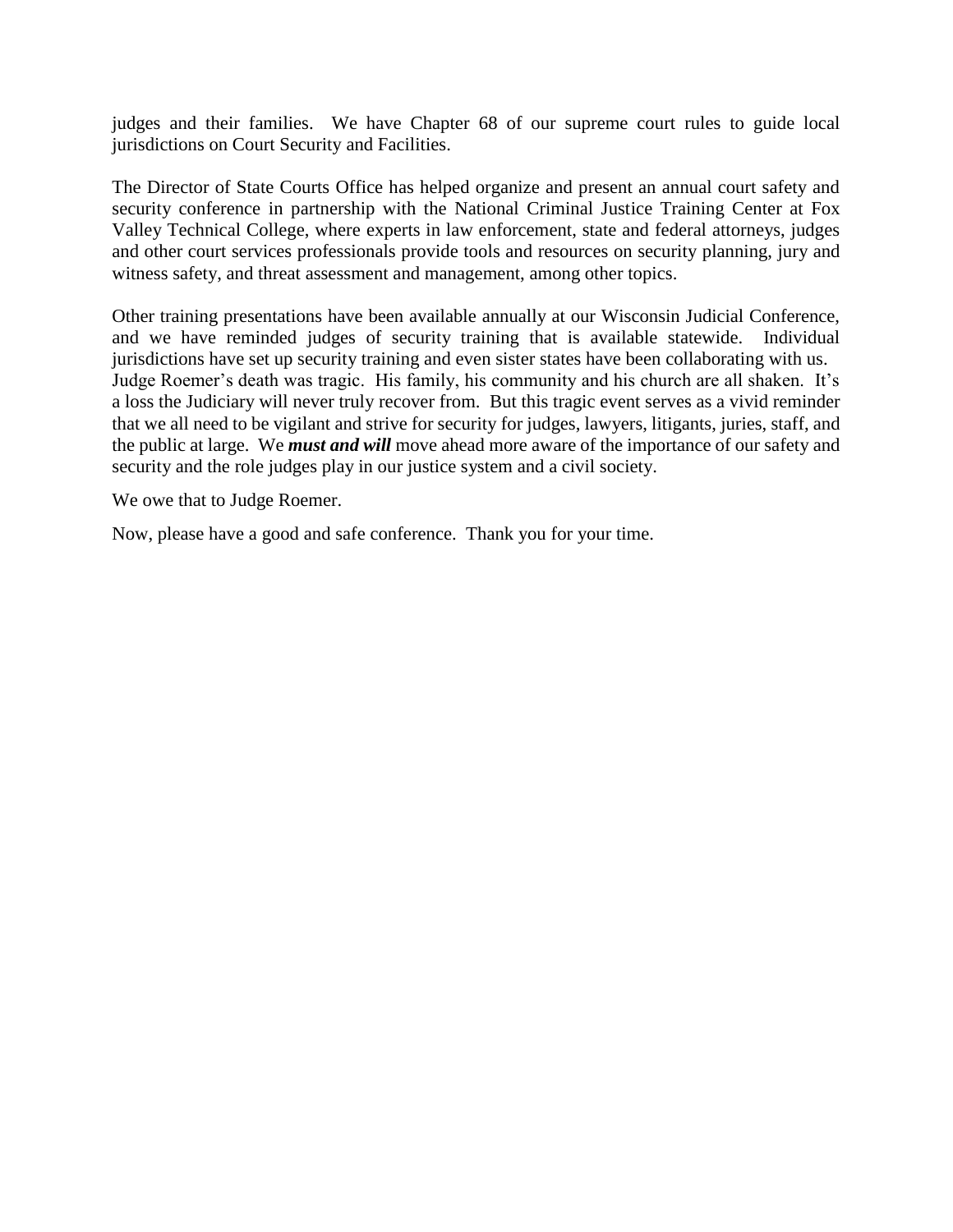judges and their families. We have Chapter 68 of our supreme court rules to guide local jurisdictions on Court Security and Facilities.

The Director of State Courts Office has helped organize and present an annual court safety and security conference in partnership with the National Criminal Justice Training Center at Fox Valley Technical College, where experts in law enforcement, state and federal attorneys, judges and other court services professionals provide tools and resources on security planning, jury and witness safety, and threat assessment and management, among other topics.

Other training presentations have been available annually at our Wisconsin Judicial Conference, and we have reminded judges of security training that is available statewide. Individual jurisdictions have set up security training and even sister states have been collaborating with us. Judge Roemer's death was tragic. His family, his community and his church are all shaken. It's a loss the Judiciary will never truly recover from. But this tragic event serves as a vivid reminder that we all need to be vigilant and strive for security for judges, lawyers, litigants, juries, staff, and the public at large. We ***must and will*** move ahead more aware of the importance of our safety and security and the role judges play in our justice system and a civil society.

We owe that to Judge Roemer.

Now, please have a good and safe conference. Thank you for your time.